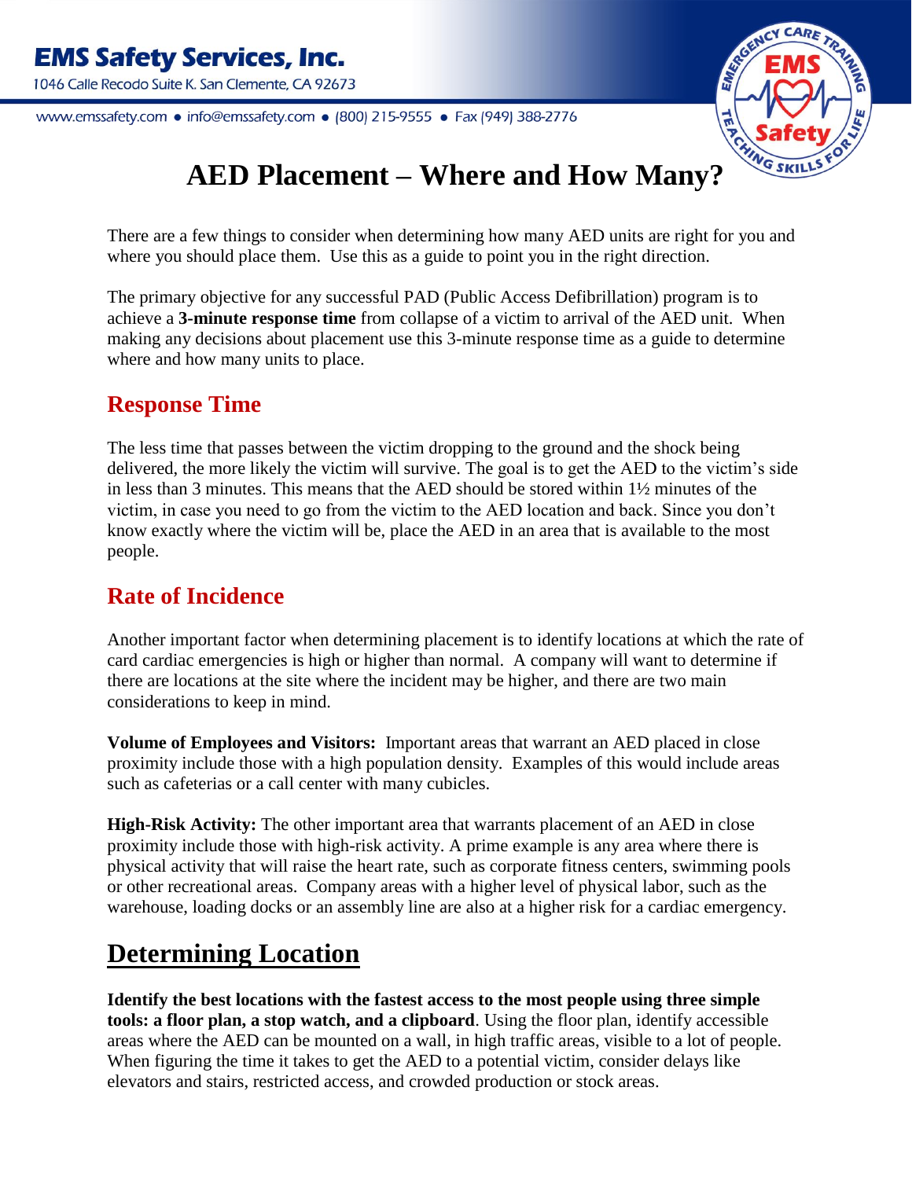**EMS Safety Services, Inc.**

1046 Calle Recodo Suite K. San Clemente, CA 92673

www.emssafety.com • info@emssafety.com • (800) 215-9555 • Fax (949) 388-2776

# AED Placement – Where and How Many?

There are a few things to consider when determining how many AED units are right for you and where you should place them. Use this as a guide to point you in the right direction.

The primary objective for any successful PAD (Public Access Defibrillation) program is to achieve a **3-minute response time** from collapse of a victim to arrival of the AED unit. When making any decisions about placement use this 3-minute response time as a guide to determine where and how many units to place.

## Response Time

The less time that passes between the victim dropping to the ground and the shock being delivered, the more likely the victim will survive. The goal is to get the AED to the victim's side in less than 3 minutes. This means that the AED should be stored within 1½ minutes of the victim, in case you need to go from the victim to the AED location and back. Since you don't know exactly where the victim will be, place the AED in an area that is available to the most people.

## Rate of Incidence

Another important factor when determining placement is to identify locations at which the rate of card cardiac emergencies is high or higher than normal. A company will want to determine if there are locations at the site where the incident may be higher, and there are two main considerations to keep in mind.

**Volume of Employees and Visitors:** Important areas that warrant an AED placed in close proximity include those with a high population density. Examples of this would include areas such as cafeterias or a call center with many cubicles.

**High-Risk Activity:** The other important area that warrants placement of an AED in close proximity include those with high-risk activity. A prime example is any area where there is physical activity that will raise the heart rate, such as corporate fitness centers, swimming pools or other recreational areas. Company areas with a higher level of physical labor, such as the warehouse, loading docks or an assembly line are also at a higher risk for a cardiac emergency.

# Determining Location

**Identify the best locations with the fastest access to the most people using three simple tools: a floor plan, a stop watch, and a clipboard**. Using the floor plan, identify accessible areas where the AED can be mounted on a wall, in high traffic areas, visible to a lot of people. When figuring the time it takes to get the AED to a potential victim, consider delays like elevators and stairs, restricted access, and crowded production or stock areas.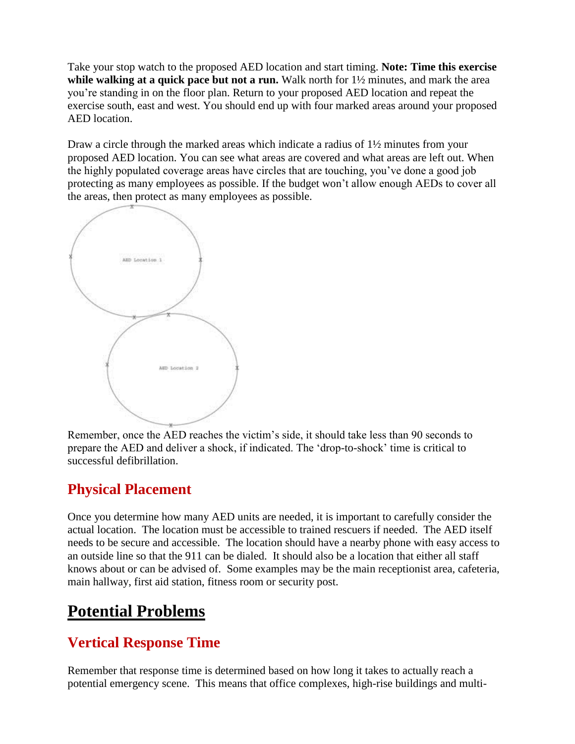Take your stop watch to the proposed AED location and start timing. **Note: Time this exercise while walking at a quick pace but not a run.** Walk north for 1½ minutes, and mark the area you're standing in on the floor plan. Return to your proposed AED location and repeat the exercise south, east and west. You should end up with four marked areas around your proposed AED location.

Draw a circle through the marked areas which indicate a radius of 1½ minutes from your proposed AED location. You can see what areas are covered and what areas are left out. When the highly populated coverage areas have circles that are touching, you've done a good job protecting as many employees as possible. If the budget won't allow enough AEDs to cover all the areas, then protect as many employees as possible.

AED Location 1

AED Location 2

Remember, once the AED reaches the victim's side, it should take less than 90 seconds to prepare the AED and deliver a shock, if indicated. The 'drop-to-shock' time is critical to successful defibrillation.

## Physical Placement

Once you determine how many AED units are needed, it is important to carefully consider the actual location. The location must be accessible to trained rescuers if needed. The AED itself needs to be secure and accessible. The location should have a nearby phone with easy access to an outside line so that the 911 can be dialed. It should also be a location that either all staff knows about or can be advised of. Some examples may be the main receptionist area, cafeteria, main hallway, first aid station, fitness room or security post.

# Potential Problems

## Vertical Response Time

Remember that response time is determined based on how long it takes to actually reach a potential emergency scene. This means that office complexes, high-rise buildings and multi-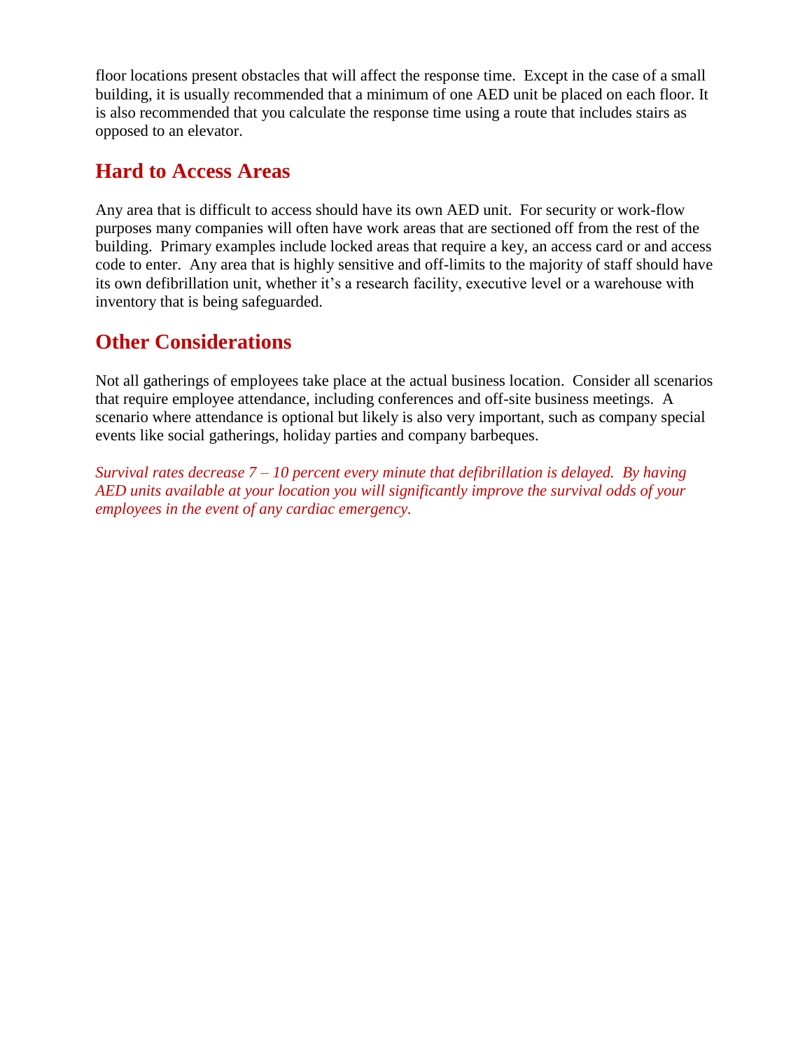floor locations present obstacles that will affect the response time. Except in the case of a small building, it is usually recommended that a minimum of one AED unit be placed on each floor. It is also recommended that you calculate the response time using a route that includes stairs as opposed to an elevator.

## Hard to Access Areas

Any area that is difficult to access should have its own AED unit. For security or work-flow purposes many companies will often have work areas that are sectioned off from the rest of the building. Primary examples include locked areas that require a key, an access card or and access code to enter. Any area that is highly sensitive and off-limits to the majority of staff should have its own defibrillation unit, whether it's a research facility, executive level or a warehouse with inventory that is being safeguarded.

## Other Considerations

Not all gatherings of employees take place at the actual business location. Consider all scenarios that require employee attendance, including conferences and off-site business meetings. A scenario where attendance is optional but likely is also very important, such as company special events like social gatherings, holiday parties and company barbeques.

*Survival rates decrease 7 – 10 percent every minute that defibrillation is delayed. By having AED units available at your location you will significantly improve the survival odds of your employees in the event of any cardiac emergency.*